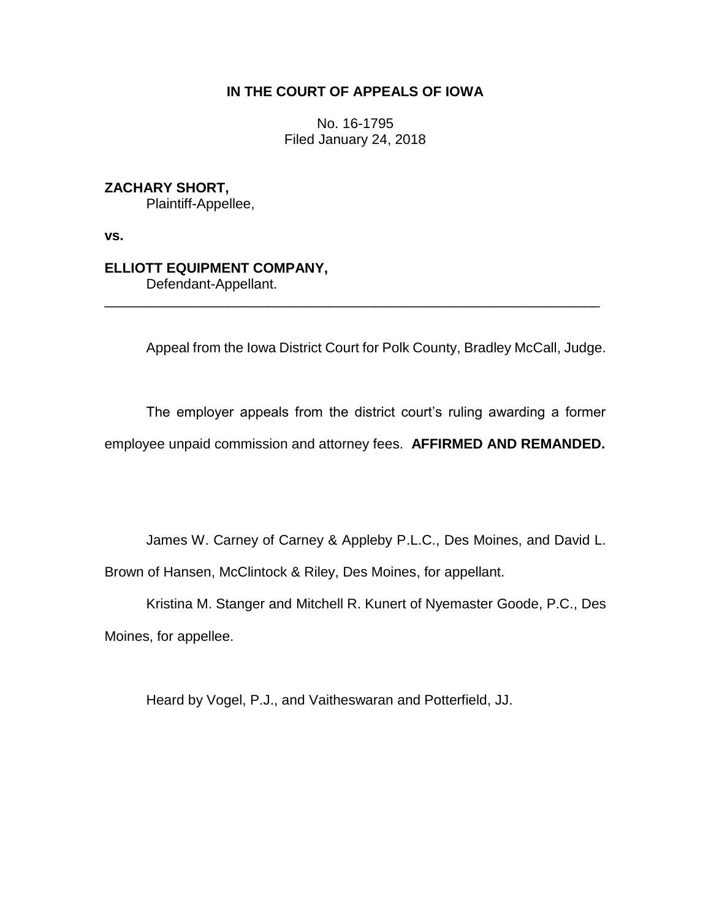**IN THE COURT OF APPEALS OF IOWA**

No. 16-1795
Filed January 24, 2018

**ZACHARY SHORT,**
Plaintiff-Appellee,

**vs.**

**ELLIOTT EQUIPMENT COMPANY,**
Defendant-Appellant.

---

Appeal from the Iowa District Court for Polk County, Bradley McCall, Judge.

The employer appeals from the district court's ruling awarding a former employee unpaid commission and attorney fees. **AFFIRMED AND REMANDED.**

James W. Carney of Carney & Appleby P.L.C., Des Moines, and David L. Brown of Hansen, McClintock & Riley, Des Moines, for appellant.

Kristina M. Stanger and Mitchell R. Kunert of Nyemaster Goode, P.C., Des Moines, for appellee.

Heard by Vogel, P.J., and Vaitheswaran and Potterfield, JJ.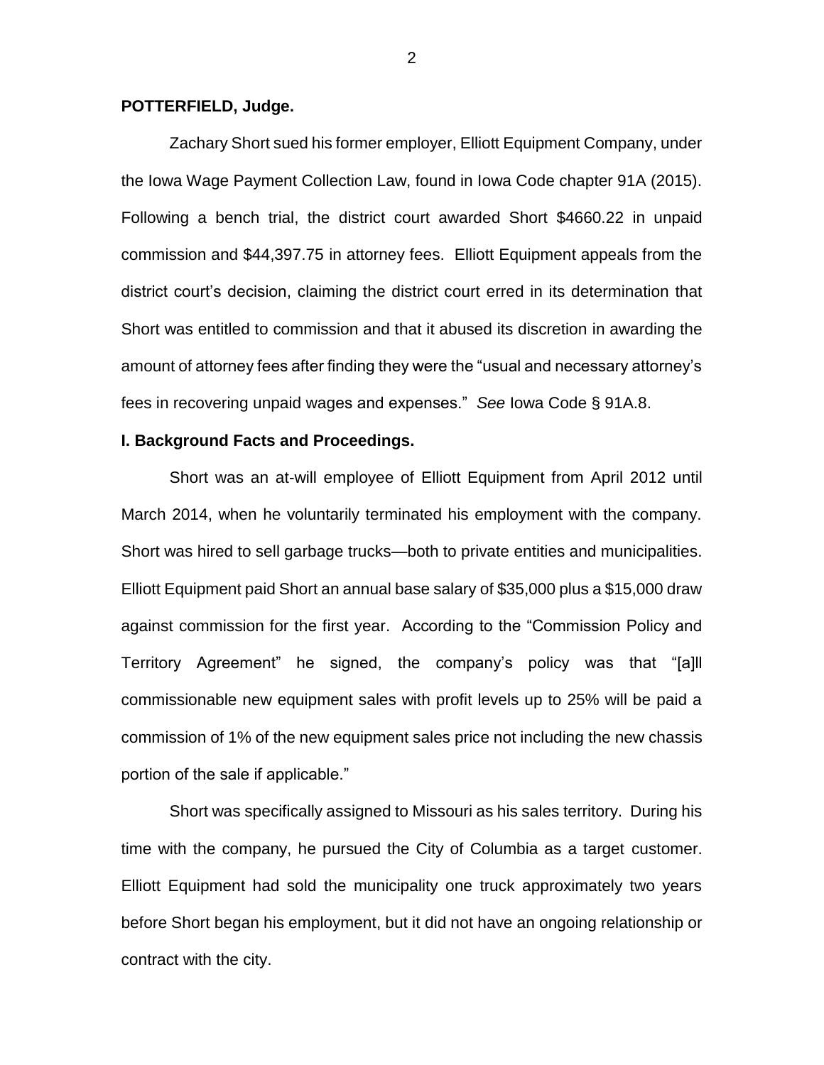**POTTERFIELD, Judge.**

Zachary Short sued his former employer, Elliott Equipment Company, under the Iowa Wage Payment Collection Law, found in Iowa Code chapter 91A (2015). Following a bench trial, the district court awarded Short $4660.22 in unpaid commission and $44,397.75 in attorney fees. Elliott Equipment appeals from the district court's decision, claiming the district court erred in its determination that Short was entitled to commission and that it abused its discretion in awarding the amount of attorney fees after finding they were the "usual and necessary attorney's fees in recovering unpaid wages and expenses." *See* Iowa Code § 91A.8.

**I. Background Facts and Proceedings.**

Short was an at-will employee of Elliott Equipment from April 2012 until March 2014, when he voluntarily terminated his employment with the company. Short was hired to sell garbage trucks—both to private entities and municipalities. Elliott Equipment paid Short an annual base salary of $35,000 plus a $15,000 draw against commission for the first year. According to the "Commission Policy and Territory Agreement" he signed, the company's policy was that "[a]ll commissionable new equipment sales with profit levels up to 25% will be paid a commission of 1% of the new equipment sales price not including the new chassis portion of the sale if applicable."

Short was specifically assigned to Missouri as his sales territory. During his time with the company, he pursued the City of Columbia as a target customer. Elliott Equipment had sold the municipality one truck approximately two years before Short began his employment, but it did not have an ongoing relationship or contract with the city.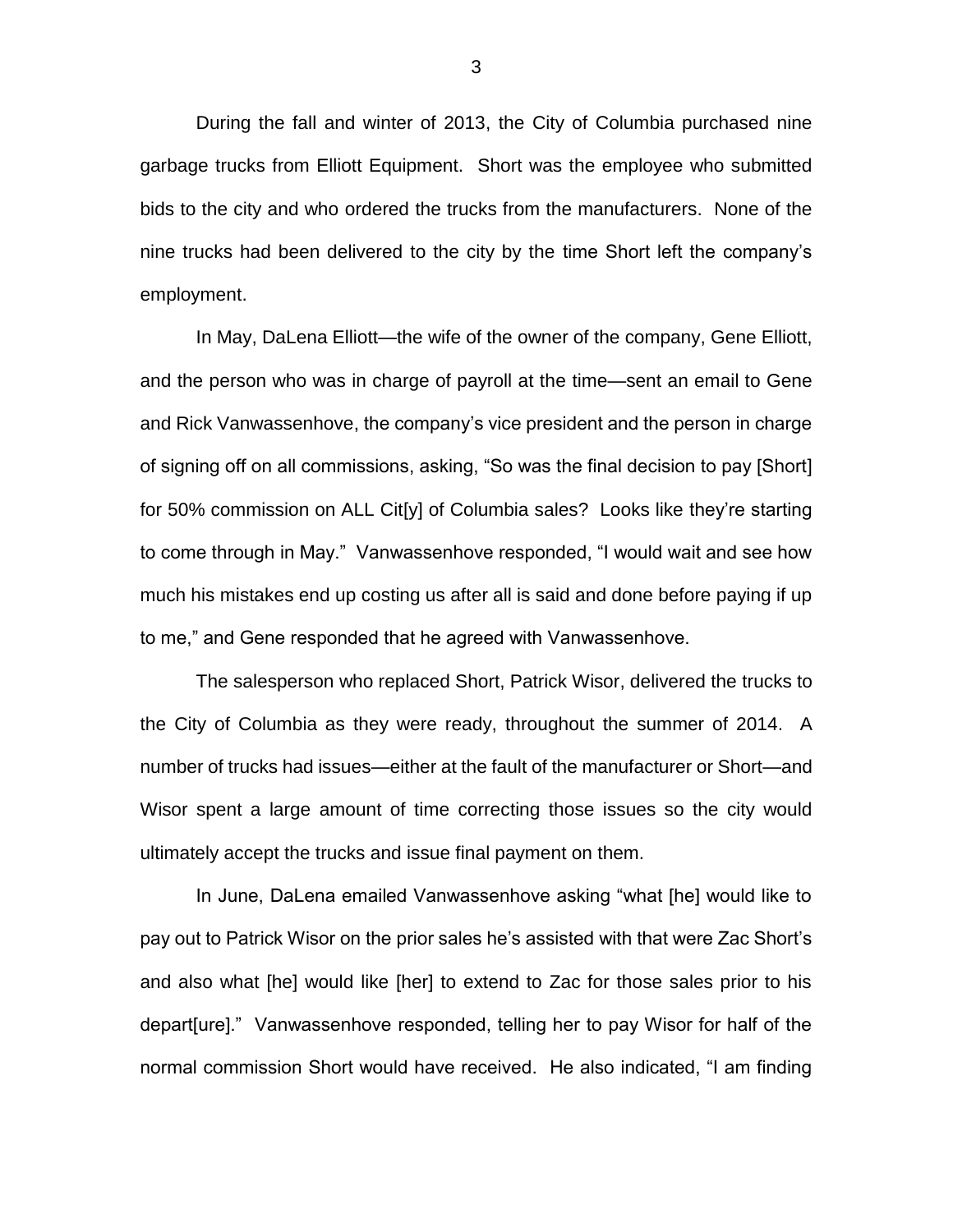During the fall and winter of 2013, the City of Columbia purchased nine garbage trucks from Elliott Equipment. Short was the employee who submitted bids to the city and who ordered the trucks from the manufacturers. None of the nine trucks had been delivered to the city by the time Short left the company's employment.

In May, DaLena Elliott—the wife of the owner of the company, Gene Elliott, and the person who was in charge of payroll at the time—sent an email to Gene and Rick Vanwassenhove, the company's vice president and the person in charge of signing off on all commissions, asking, "So was the final decision to pay [Short] for 50% commission on ALL Cit[y] of Columbia sales? Looks like they're starting to come through in May." Vanwassenhove responded, "I would wait and see how much his mistakes end up costing us after all is said and done before paying if up to me," and Gene responded that he agreed with Vanwassenhove.

The salesperson who replaced Short, Patrick Wisor, delivered the trucks to the City of Columbia as they were ready, throughout the summer of 2014. A number of trucks had issues—either at the fault of the manufacturer or Short—and Wisor spent a large amount of time correcting those issues so the city would ultimately accept the trucks and issue final payment on them.

In June, DaLena emailed Vanwassenhove asking "what [he] would like to pay out to Patrick Wisor on the prior sales he's assisted with that were Zac Short's and also what [he] would like [her] to extend to Zac for those sales prior to his depart[ure]." Vanwassenhove responded, telling her to pay Wisor for half of the normal commission Short would have received. He also indicated, "I am finding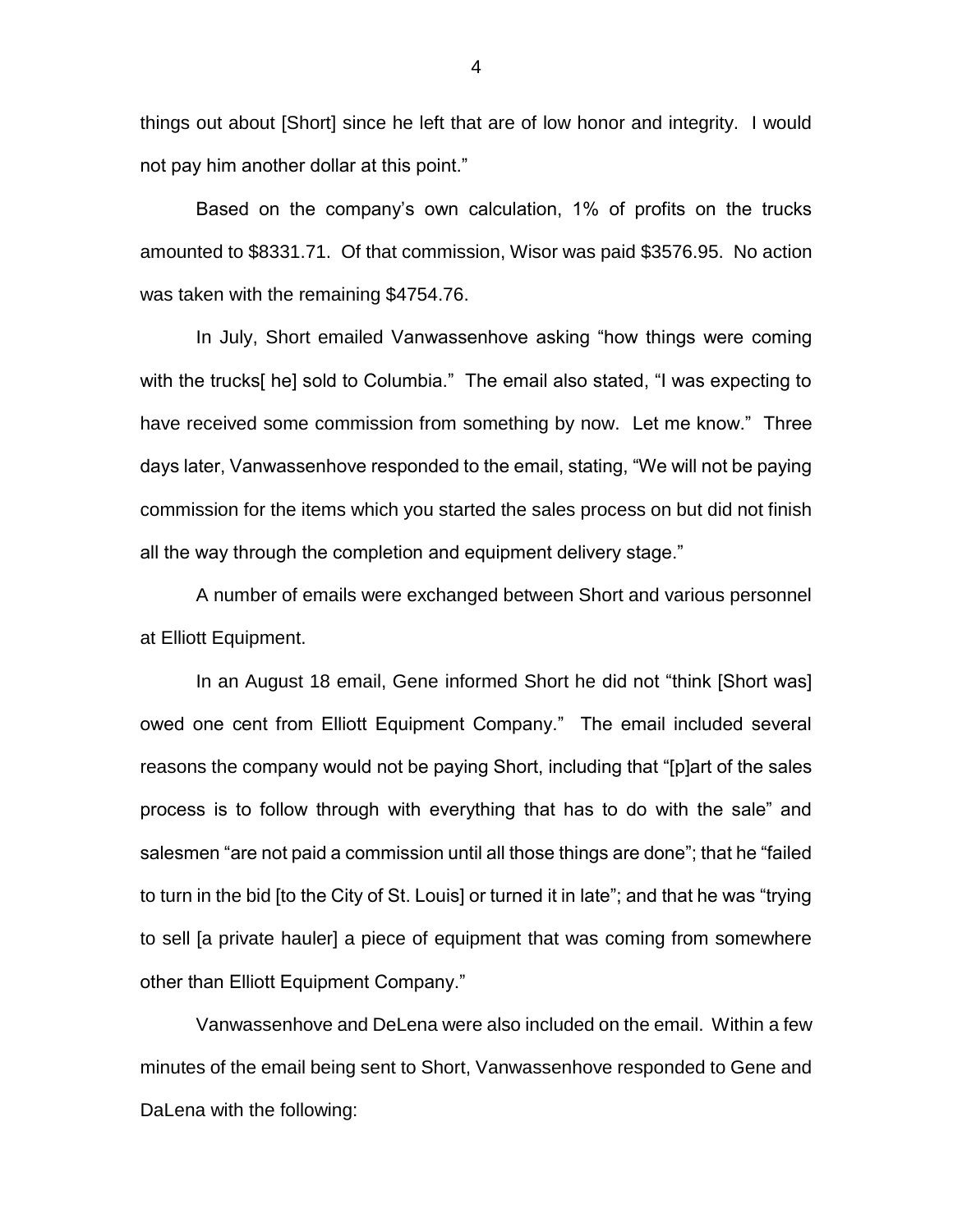things out about [Short] since he left that are of low honor and integrity. I would not pay him another dollar at this point."

Based on the company's own calculation, 1% of profits on the trucks amounted to $8331.71. Of that commission, Wisor was paid $3576.95. No action was taken with the remaining $4754.76.

In July, Short emailed Vanwassenhove asking "how things were coming with the trucks[ he] sold to Columbia." The email also stated, "I was expecting to have received some commission from something by now. Let me know." Three days later, Vanwassenhove responded to the email, stating, "We will not be paying commission for the items which you started the sales process on but did not finish all the way through the completion and equipment delivery stage."

A number of emails were exchanged between Short and various personnel at Elliott Equipment.

In an August 18 email, Gene informed Short he did not "think [Short was] owed one cent from Elliott Equipment Company." The email included several reasons the company would not be paying Short, including that "[p]art of the sales process is to follow through with everything that has to do with the sale" and salesmen "are not paid a commission until all those things are done"; that he "failed to turn in the bid [to the City of St. Louis] or turned it in late"; and that he was "trying to sell [a private hauler] a piece of equipment that was coming from somewhere other than Elliott Equipment Company."

Vanwassenhove and DeLena were also included on the email. Within a few minutes of the email being sent to Short, Vanwassenhove responded to Gene and DaLena with the following: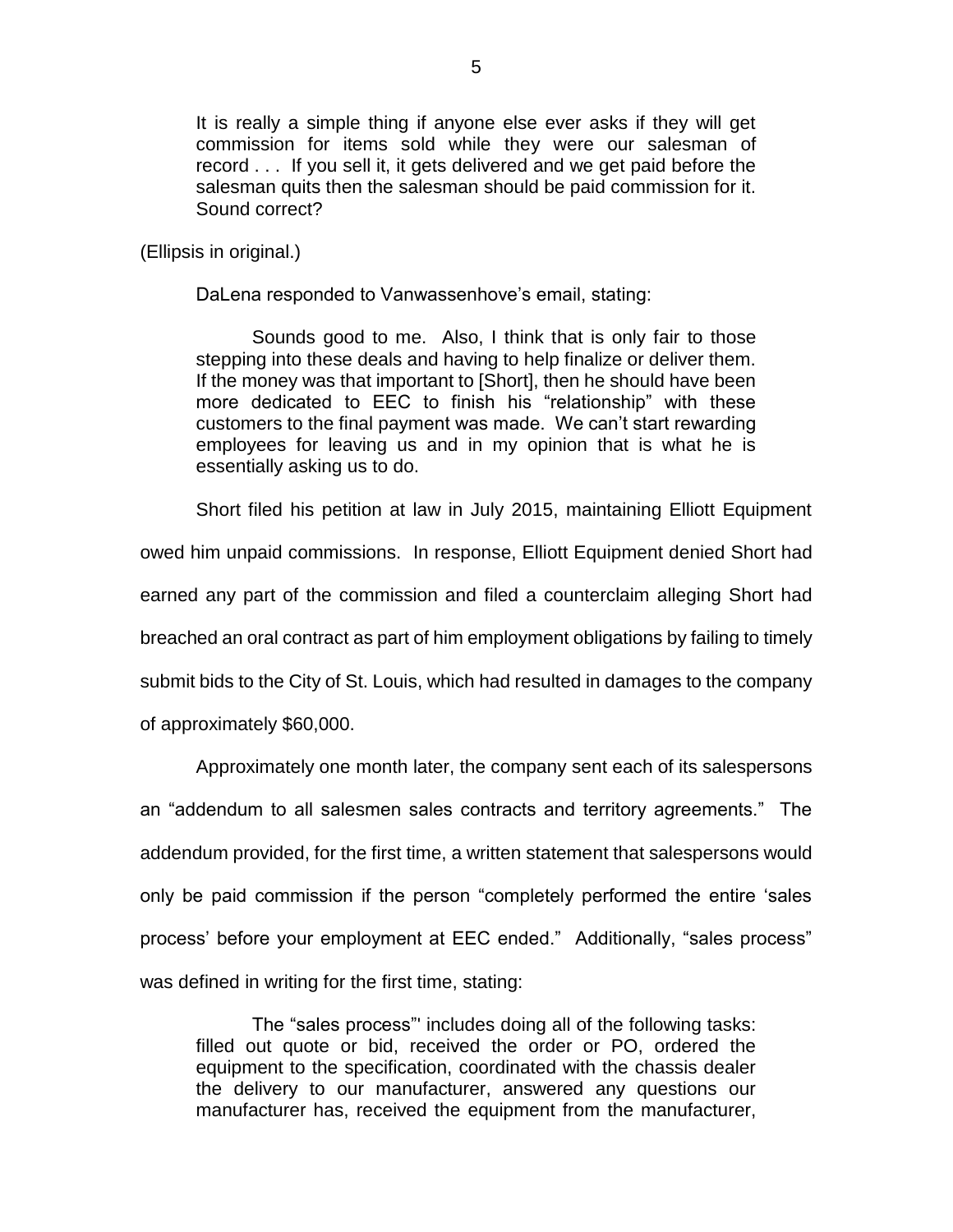> It is really a simple thing if anyone else ever asks if they will get commission for items sold while they were our salesman of record . . . If you sell it, it gets delivered and we get paid before the salesman quits then the salesman should be paid commission for it. Sound correct?

(Ellipsis in original.)

DaLena responded to Vanwassenhove's email, stating:

> Sounds good to me. Also, I think that is only fair to those stepping into these deals and having to help finalize or deliver them. If the money was that important to [Short], then he should have been more dedicated to EEC to finish his "relationship" with these customers to the final payment was made. We can't start rewarding employees for leaving us and in my opinion that is what he is essentially asking us to do.

Short filed his petition at law in July 2015, maintaining Elliott Equipment owed him unpaid commissions. In response, Elliott Equipment denied Short had earned any part of the commission and filed a counterclaim alleging Short had breached an oral contract as part of him employment obligations by failing to timely submit bids to the City of St. Louis, which had resulted in damages to the company of approximately $60,000.

Approximately one month later, the company sent each of its salespersons an "addendum to all salesmen sales contracts and territory agreements." The addendum provided, for the first time, a written statement that salespersons would only be paid commission if the person "completely performed the entire 'sales process' before your employment at EEC ended." Additionally, "sales process" was defined in writing for the first time, stating:

> The "sales process"' includes doing all of the following tasks: filled out quote or bid, received the order or PO, ordered the equipment to the specification, coordinated with the chassis dealer the delivery to our manufacturer, answered any questions our manufacturer has, received the equipment from the manufacturer,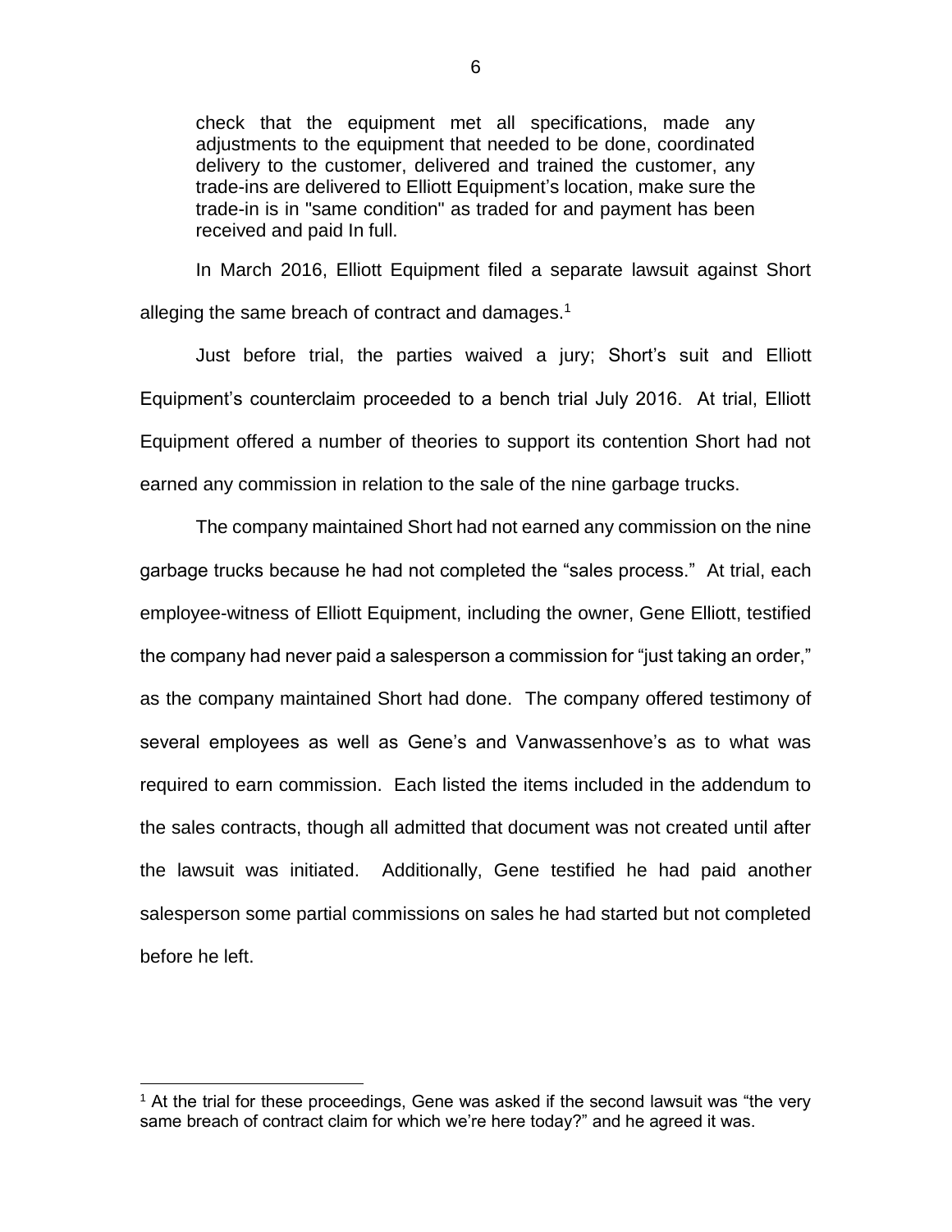check that the equipment met all specifications, made any adjustments to the equipment that needed to be done, coordinated delivery to the customer, delivered and trained the customer, any trade-ins are delivered to Elliott Equipment's location, make sure the trade-in is in "same condition" as traded for and payment has been received and paid In full.

In March 2016, Elliott Equipment filed a separate lawsuit against Short alleging the same breach of contract and damages.[1]

Just before trial, the parties waived a jury; Short's suit and Elliott Equipment's counterclaim proceeded to a bench trial July 2016. At trial, Elliott Equipment offered a number of theories to support its contention Short had not earned any commission in relation to the sale of the nine garbage trucks.

The company maintained Short had not earned any commission on the nine garbage trucks because he had not completed the "sales process." At trial, each employee-witness of Elliott Equipment, including the owner, Gene Elliott, testified the company had never paid a salesperson a commission for "just taking an order," as the company maintained Short had done. The company offered testimony of several employees as well as Gene's and Vanwassenhove's as to what was required to earn commission. Each listed the items included in the addendum to the sales contracts, though all admitted that document was not created until after the lawsuit was initiated. Additionally, Gene testified he had paid another salesperson some partial commissions on sales he had started but not completed before he left.

[1] At the trial for these proceedings, Gene was asked if the second lawsuit was "the very same breach of contract claim for which we're here today?" and he agreed it was.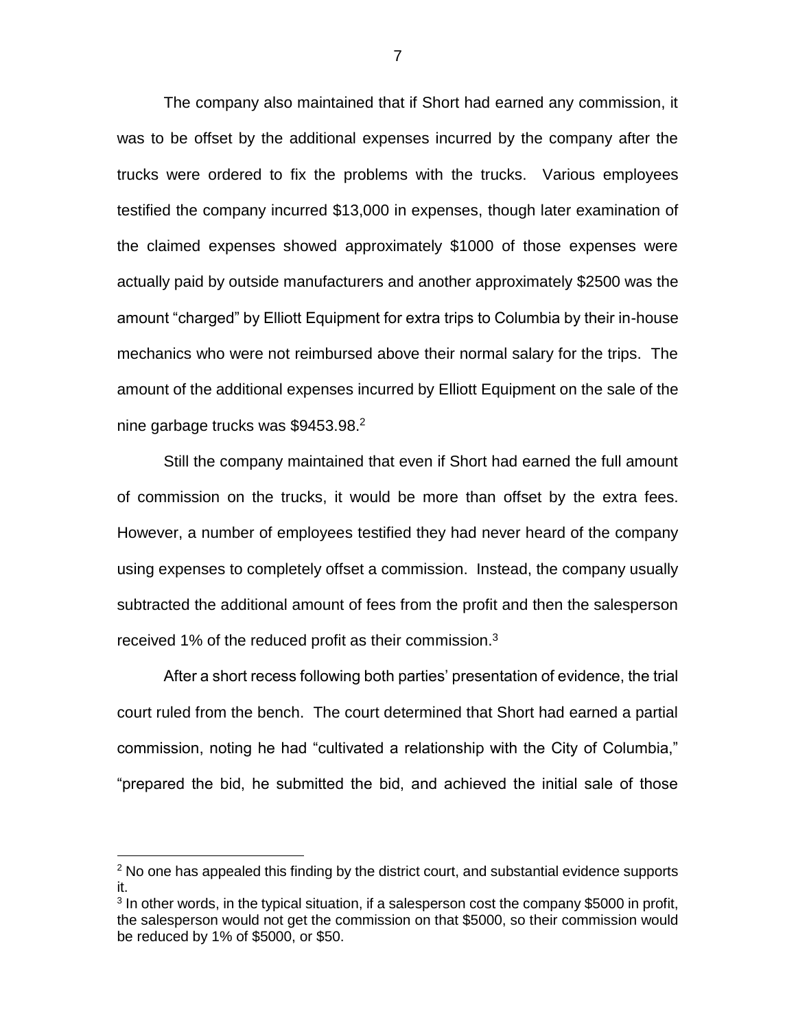The company also maintained that if Short had earned any commission, it was to be offset by the additional expenses incurred by the company after the trucks were ordered to fix the problems with the trucks. Various employees testified the company incurred $13,000 in expenses, though later examination of the claimed expenses showed approximately $1000 of those expenses were actually paid by outside manufacturers and another approximately $2500 was the amount "charged" by Elliott Equipment for extra trips to Columbia by their in-house mechanics who were not reimbursed above their normal salary for the trips. The amount of the additional expenses incurred by Elliott Equipment on the sale of the nine garbage trucks was $9453.98.[2]

Still the company maintained that even if Short had earned the full amount of commission on the trucks, it would be more than offset by the extra fees. However, a number of employees testified they had never heard of the company using expenses to completely offset a commission. Instead, the company usually subtracted the additional amount of fees from the profit and then the salesperson received 1% of the reduced profit as their commission.[3]

After a short recess following both parties' presentation of evidence, the trial court ruled from the bench. The court determined that Short had earned a partial commission, noting he had "cultivated a relationship with the City of Columbia," "prepared the bid, he submitted the bid, and achieved the initial sale of those

---

[2] No one has appealed this finding by the district court, and substantial evidence supports it.

[3] In other words, in the typical situation, if a salesperson cost the company $5000 in profit, the salesperson would not get the commission on that $5000, so their commission would be reduced by 1% of $5000, or $50.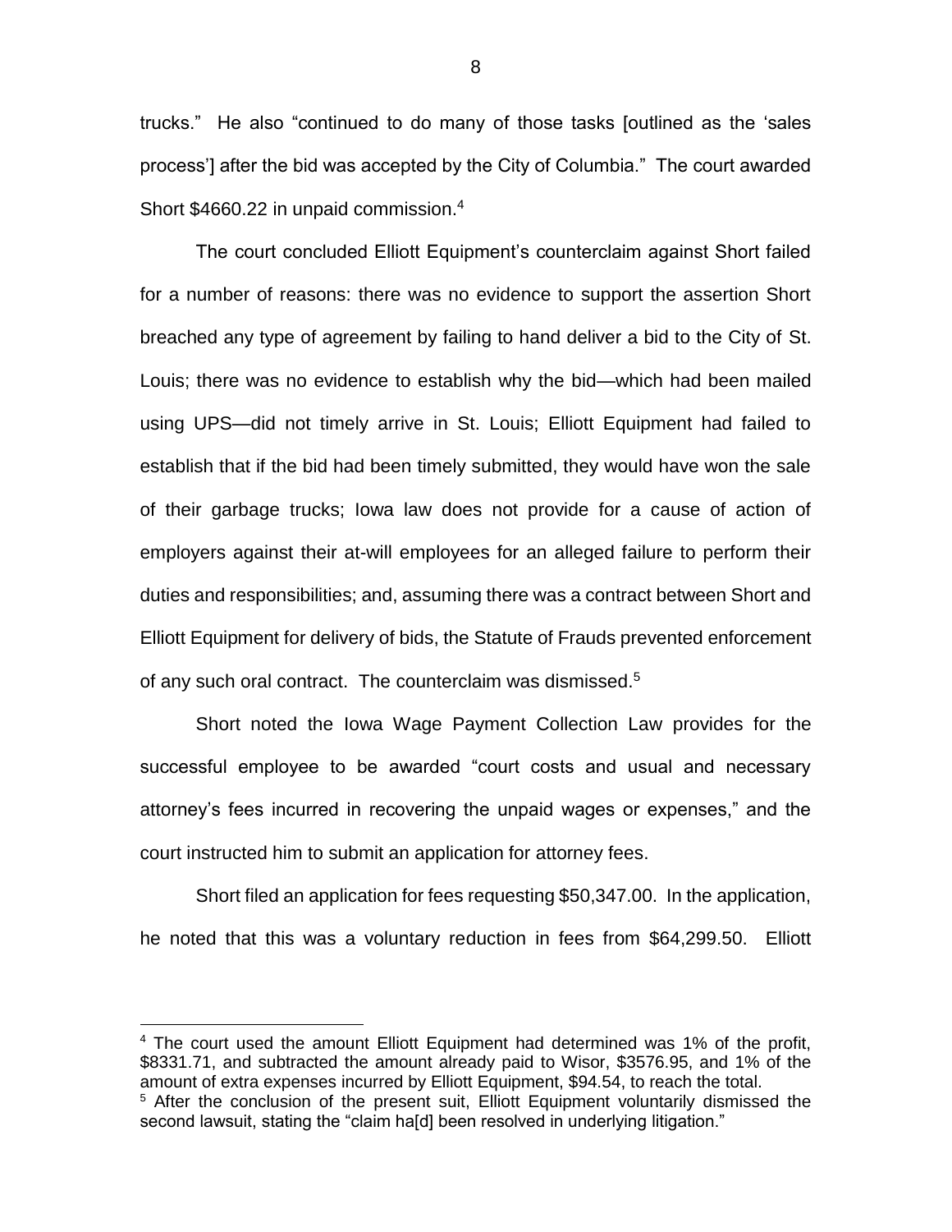trucks." He also "continued to do many of those tasks [outlined as the 'sales process'] after the bid was accepted by the City of Columbia." The court awarded Short $4660.22 in unpaid commission.[4]

The court concluded Elliott Equipment's counterclaim against Short failed for a number of reasons: there was no evidence to support the assertion Short breached any type of agreement by failing to hand deliver a bid to the City of St. Louis; there was no evidence to establish why the bid—which had been mailed using UPS—did not timely arrive in St. Louis; Elliott Equipment had failed to establish that if the bid had been timely submitted, they would have won the sale of their garbage trucks; Iowa law does not provide for a cause of action of employers against their at-will employees for an alleged failure to perform their duties and responsibilities; and, assuming there was a contract between Short and Elliott Equipment for delivery of bids, the Statute of Frauds prevented enforcement of any such oral contract. The counterclaim was dismissed.[5]

Short noted the Iowa Wage Payment Collection Law provides for the successful employee to be awarded "court costs and usual and necessary attorney's fees incurred in recovering the unpaid wages or expenses," and the court instructed him to submit an application for attorney fees.

Short filed an application for fees requesting $50,347.00. In the application, he noted that this was a voluntary reduction in fees from $64,299.50. Elliott

---

[4] The court used the amount Elliott Equipment had determined was 1% of the profit, $8331.71, and subtracted the amount already paid to Wisor, $3576.95, and 1% of the amount of extra expenses incurred by Elliott Equipment, $94.54, to reach the total.

[5] After the conclusion of the present suit, Elliott Equipment voluntarily dismissed the second lawsuit, stating the "claim ha[d] been resolved in underlying litigation."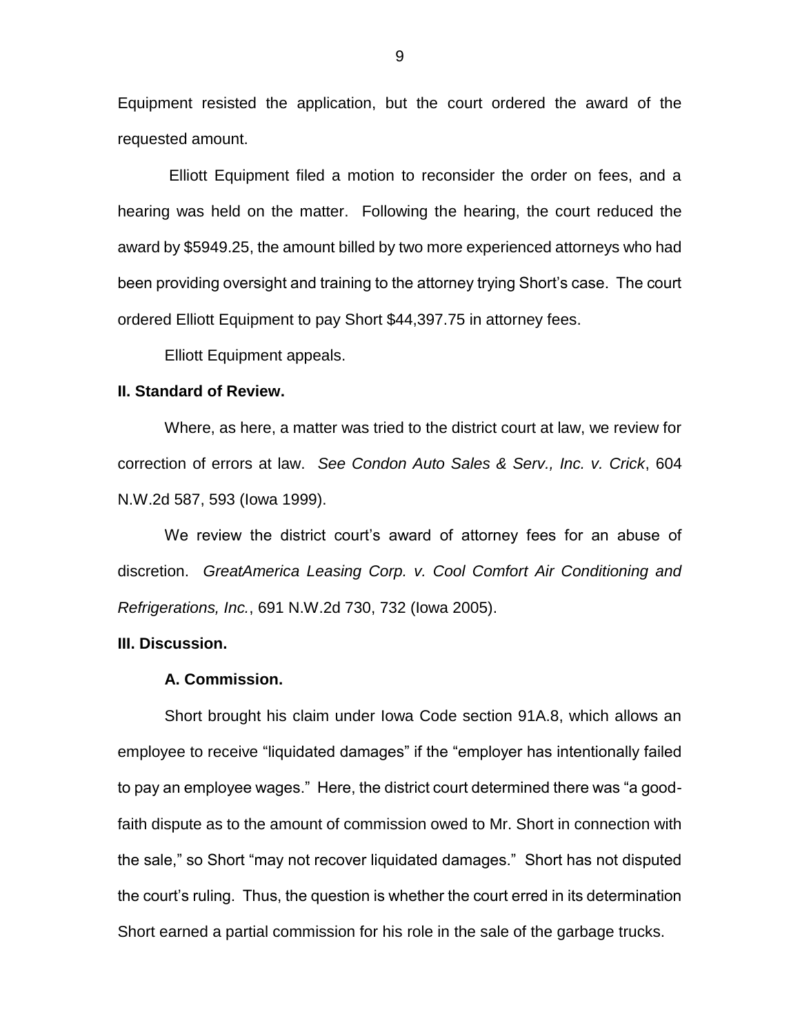Equipment resisted the application, but the court ordered the award of the requested amount.

Elliott Equipment filed a motion to reconsider the order on fees, and a hearing was held on the matter. Following the hearing, the court reduced the award by $5949.25, the amount billed by two more experienced attorneys who had been providing oversight and training to the attorney trying Short's case. The court ordered Elliott Equipment to pay Short $44,397.75 in attorney fees.

Elliott Equipment appeals.

**II. Standard of Review.**

Where, as here, a matter was tried to the district court at law, we review for correction of errors at law. *See Condon Auto Sales & Serv., Inc. v. Crick*, 604 N.W.2d 587, 593 (Iowa 1999).

We review the district court's award of attorney fees for an abuse of discretion. *GreatAmerica Leasing Corp. v. Cool Comfort Air Conditioning and Refrigerations, Inc.*, 691 N.W.2d 730, 732 (Iowa 2005).

**III. Discussion.**

**A. Commission.**

Short brought his claim under Iowa Code section 91A.8, which allows an employee to receive "liquidated damages" if the "employer has intentionally failed to pay an employee wages." Here, the district court determined there was "a good-faith dispute as to the amount of commission owed to Mr. Short in connection with the sale," so Short "may not recover liquidated damages." Short has not disputed the court's ruling. Thus, the question is whether the court erred in its determination Short earned a partial commission for his role in the sale of the garbage trucks.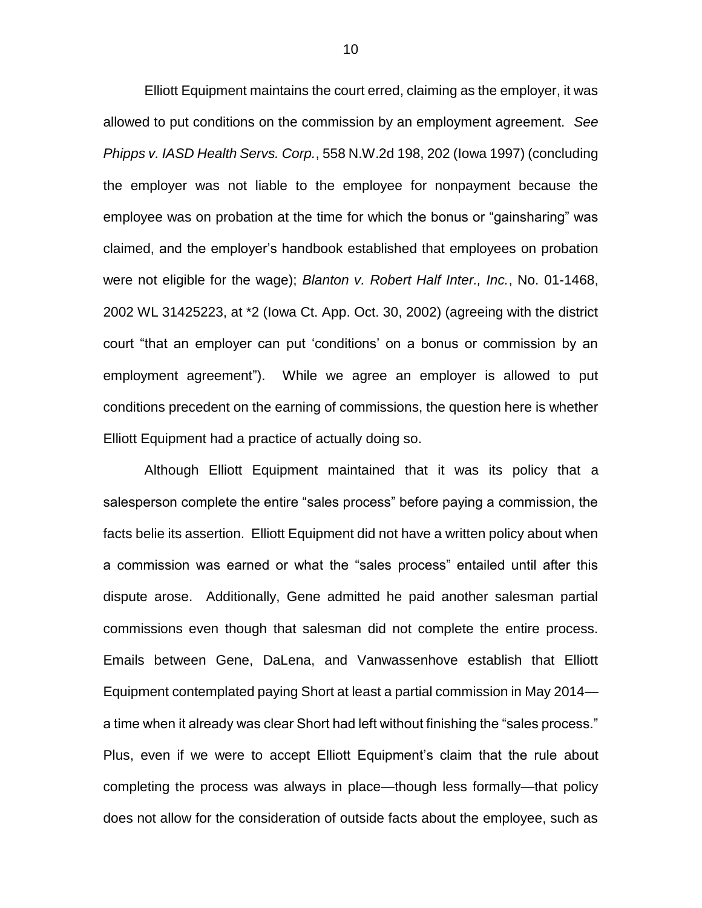Elliott Equipment maintains the court erred, claiming as the employer, it was allowed to put conditions on the commission by an employment agreement. *See Phipps v. IASD Health Servs. Corp.*, 558 N.W.2d 198, 202 (Iowa 1997) (concluding the employer was not liable to the employee for nonpayment because the employee was on probation at the time for which the bonus or "gainsharing" was claimed, and the employer's handbook established that employees on probation were not eligible for the wage); *Blanton v. Robert Half Inter., Inc.*, No. 01-1468, 2002 WL 31425223, at *2 (Iowa Ct. App. Oct. 30, 2002) (agreeing with the district court "that an employer can put 'conditions' on a bonus or commission by an employment agreement"). While we agree an employer is allowed to put conditions precedent on the earning of commissions, the question here is whether Elliott Equipment had a practice of actually doing so.

Although Elliott Equipment maintained that it was its policy that a salesperson complete the entire "sales process" before paying a commission, the facts belie its assertion. Elliott Equipment did not have a written policy about when a commission was earned or what the "sales process" entailed until after this dispute arose. Additionally, Gene admitted he paid another salesman partial commissions even though that salesman did not complete the entire process. Emails between Gene, DaLena, and Vanwassenhove establish that Elliott Equipment contemplated paying Short at least a partial commission in May 2014—a time when it already was clear Short had left without finishing the "sales process." Plus, even if we were to accept Elliott Equipment's claim that the rule about completing the process was always in place—though less formally—that policy does not allow for the consideration of outside facts about the employee, such as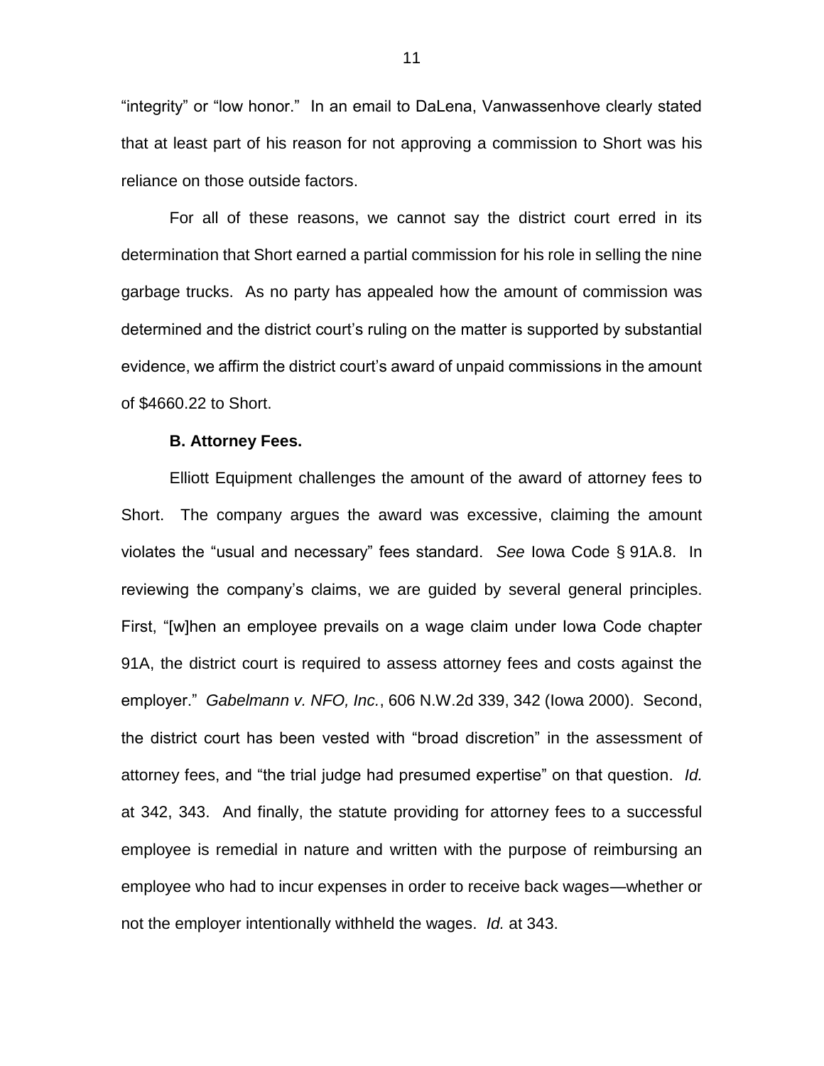"integrity" or "low honor." In an email to DaLena, Vanwassenhove clearly stated that at least part of his reason for not approving a commission to Short was his reliance on those outside factors.

For all of these reasons, we cannot say the district court erred in its determination that Short earned a partial commission for his role in selling the nine garbage trucks. As no party has appealed how the amount of commission was determined and the district court's ruling on the matter is supported by substantial evidence, we affirm the district court's award of unpaid commissions in the amount of $4660.22 to Short.

**B. Attorney Fees.**

Elliott Equipment challenges the amount of the award of attorney fees to Short. The company argues the award was excessive, claiming the amount violates the "usual and necessary" fees standard. *See* Iowa Code § 91A.8. In reviewing the company's claims, we are guided by several general principles. First, "[w]hen an employee prevails on a wage claim under Iowa Code chapter 91A, the district court is required to assess attorney fees and costs against the employer." *Gabelmann v. NFO, Inc.*, 606 N.W.2d 339, 342 (Iowa 2000). Second, the district court has been vested with "broad discretion" in the assessment of attorney fees, and "the trial judge had presumed expertise" on that question. *Id.* at 342, 343. And finally, the statute providing for attorney fees to a successful employee is remedial in nature and written with the purpose of reimbursing an employee who had to incur expenses in order to receive back wages—whether or not the employer intentionally withheld the wages. *Id.* at 343.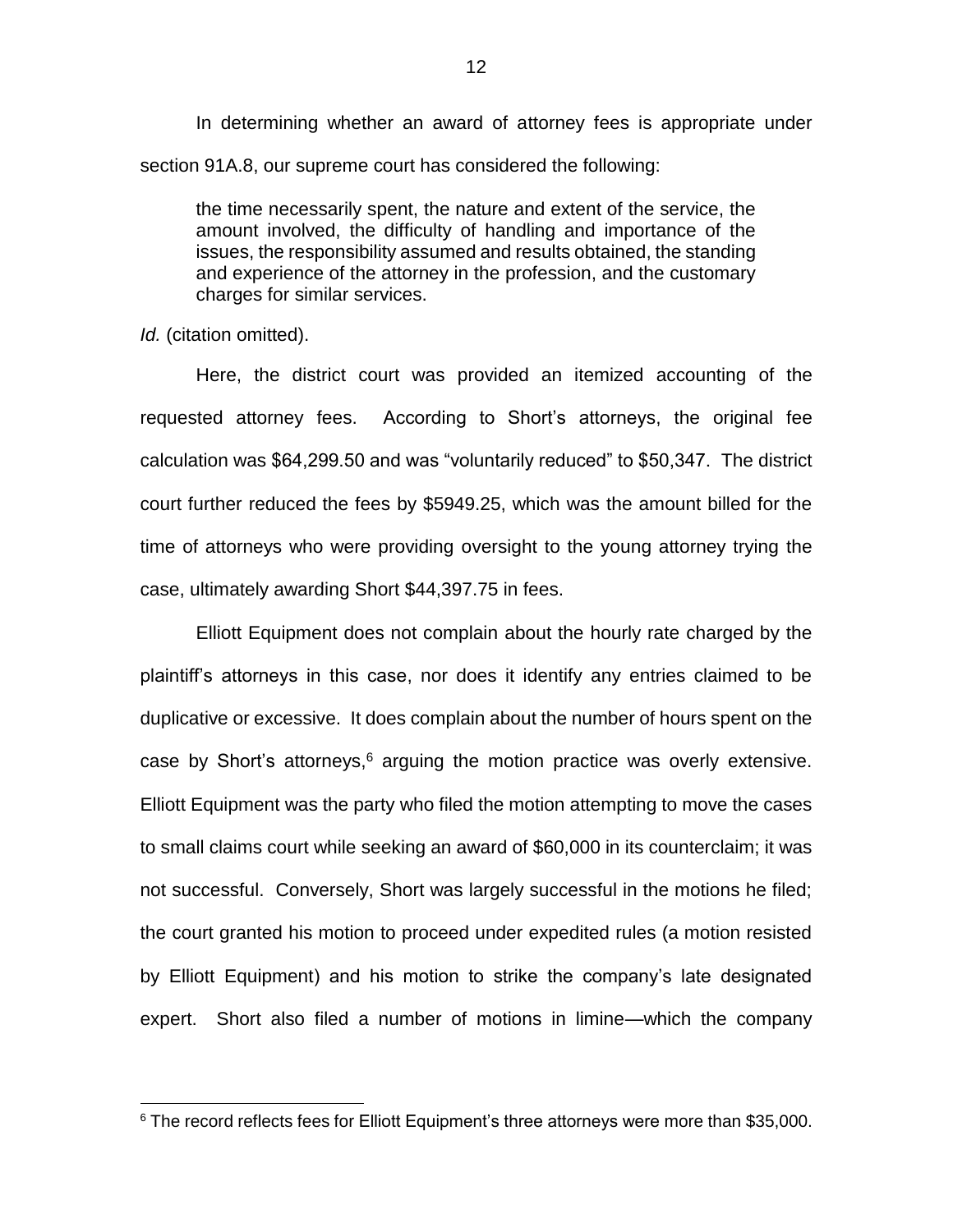In determining whether an award of attorney fees is appropriate under section 91A.8, our supreme court has considered the following:

> the time necessarily spent, the nature and extent of the service, the amount involved, the difficulty of handling and importance of the issues, the responsibility assumed and results obtained, the standing and experience of the attorney in the profession, and the customary charges for similar services.

*Id.* (citation omitted).

Here, the district court was provided an itemized accounting of the requested attorney fees. According to Short's attorneys, the original fee calculation was $64,299.50 and was "voluntarily reduced" to $50,347. The district court further reduced the fees by $5949.25, which was the amount billed for the time of attorneys who were providing oversight to the young attorney trying the case, ultimately awarding Short $44,397.75 in fees.

Elliott Equipment does not complain about the hourly rate charged by the plaintiff's attorneys in this case, nor does it identify any entries claimed to be duplicative or excessive. It does complain about the number of hours spent on the case by Short's attorneys,[6] arguing the motion practice was overly extensive. Elliott Equipment was the party who filed the motion attempting to move the cases to small claims court while seeking an award of $60,000 in its counterclaim; it was not successful. Conversely, Short was largely successful in the motions he filed; the court granted his motion to proceed under expedited rules (a motion resisted by Elliott Equipment) and his motion to strike the company's late designated expert. Short also filed a number of motions in limine—which the company

[6] The record reflects fees for Elliott Equipment's three attorneys were more than $35,000.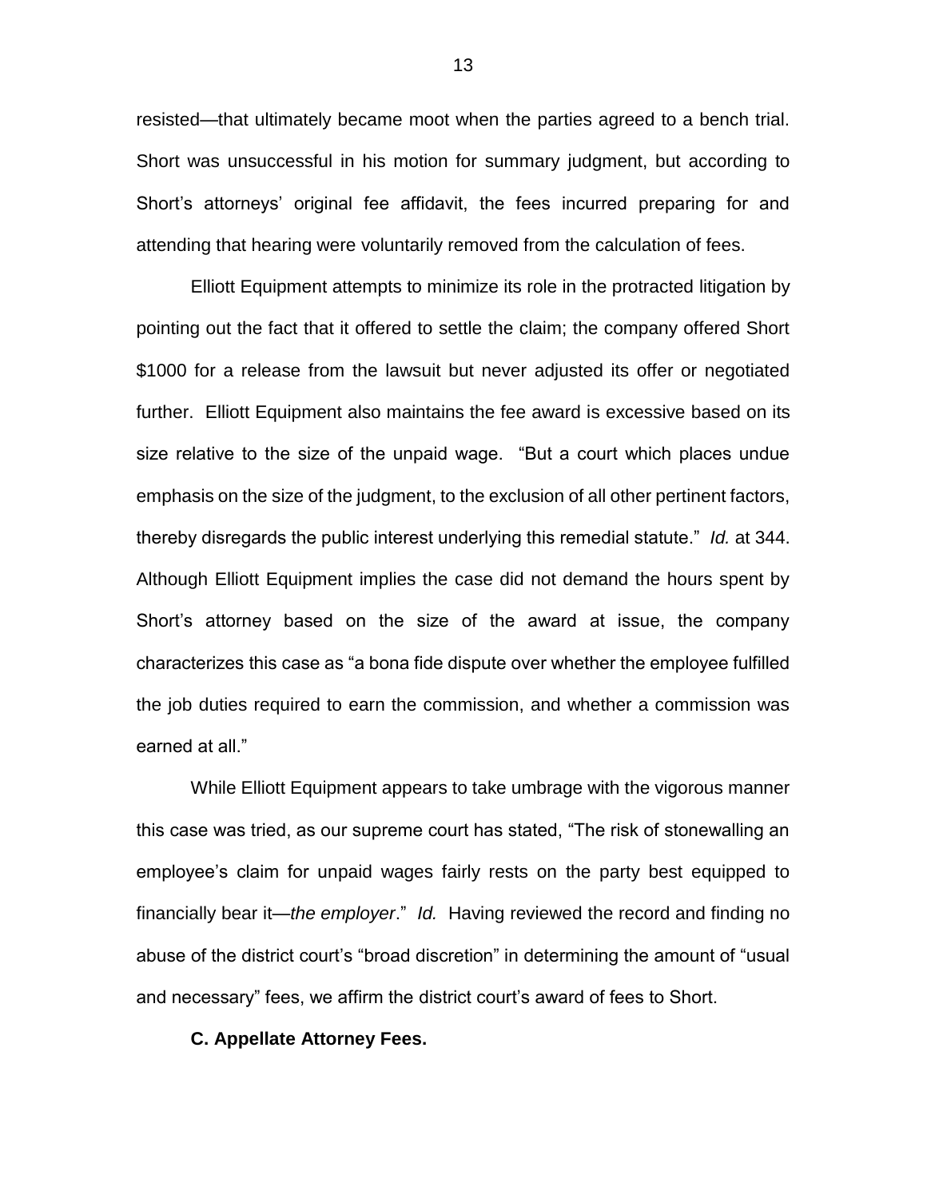resisted—that ultimately became moot when the parties agreed to a bench trial. Short was unsuccessful in his motion for summary judgment, but according to Short's attorneys' original fee affidavit, the fees incurred preparing for and attending that hearing were voluntarily removed from the calculation of fees.

Elliott Equipment attempts to minimize its role in the protracted litigation by pointing out the fact that it offered to settle the claim; the company offered Short $1000 for a release from the lawsuit but never adjusted its offer or negotiated further. Elliott Equipment also maintains the fee award is excessive based on its size relative to the size of the unpaid wage. "But a court which places undue emphasis on the size of the judgment, to the exclusion of all other pertinent factors, thereby disregards the public interest underlying this remedial statute." *Id.* at 344. Although Elliott Equipment implies the case did not demand the hours spent by Short's attorney based on the size of the award at issue, the company characterizes this case as "a bona fide dispute over whether the employee fulfilled the job duties required to earn the commission, and whether a commission was earned at all."

While Elliott Equipment appears to take umbrage with the vigorous manner this case was tried, as our supreme court has stated, "The risk of stonewalling an employee's claim for unpaid wages fairly rests on the party best equipped to financially bear it—*the employer*." *Id.* Having reviewed the record and finding no abuse of the district court's "broad discretion" in determining the amount of "usual and necessary" fees, we affirm the district court's award of fees to Short.

**C. Appellate Attorney Fees.**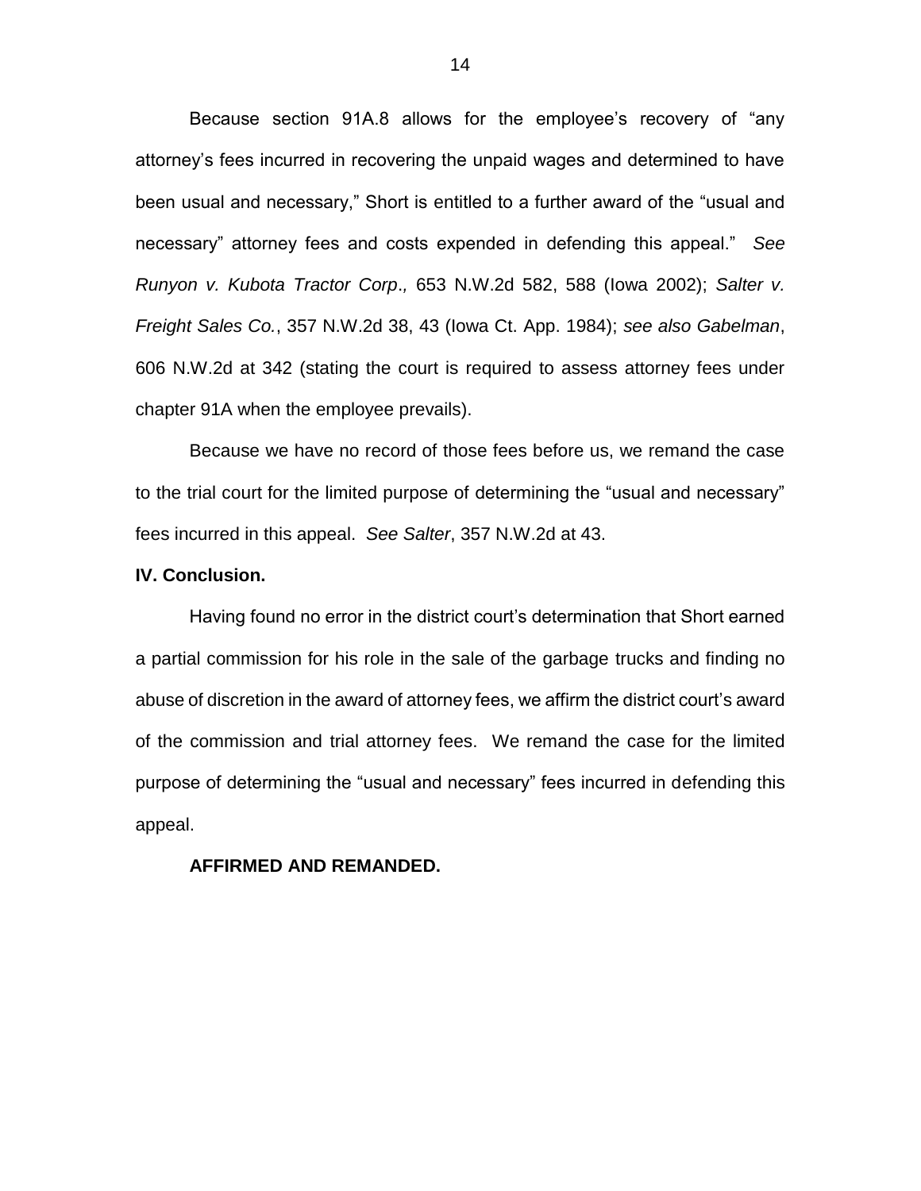Because section 91A.8 allows for the employee's recovery of "any attorney's fees incurred in recovering the unpaid wages and determined to have been usual and necessary," Short is entitled to a further award of the "usual and necessary" attorney fees and costs expended in defending this appeal." *See Runyon v. Kubota Tractor Corp.,* 653 N.W.2d 582, 588 (Iowa 2002); *Salter v. Freight Sales Co.*, 357 N.W.2d 38, 43 (Iowa Ct. App. 1984); *see also Gabelman*, 606 N.W.2d at 342 (stating the court is required to assess attorney fees under chapter 91A when the employee prevails).

Because we have no record of those fees before us, we remand the case to the trial court for the limited purpose of determining the "usual and necessary" fees incurred in this appeal. *See Salter*, 357 N.W.2d at 43.

**IV. Conclusion.**

Having found no error in the district court's determination that Short earned a partial commission for his role in the sale of the garbage trucks and finding no abuse of discretion in the award of attorney fees, we affirm the district court's award of the commission and trial attorney fees. We remand the case for the limited purpose of determining the "usual and necessary" fees incurred in defending this appeal.

**AFFIRMED AND REMANDED.**